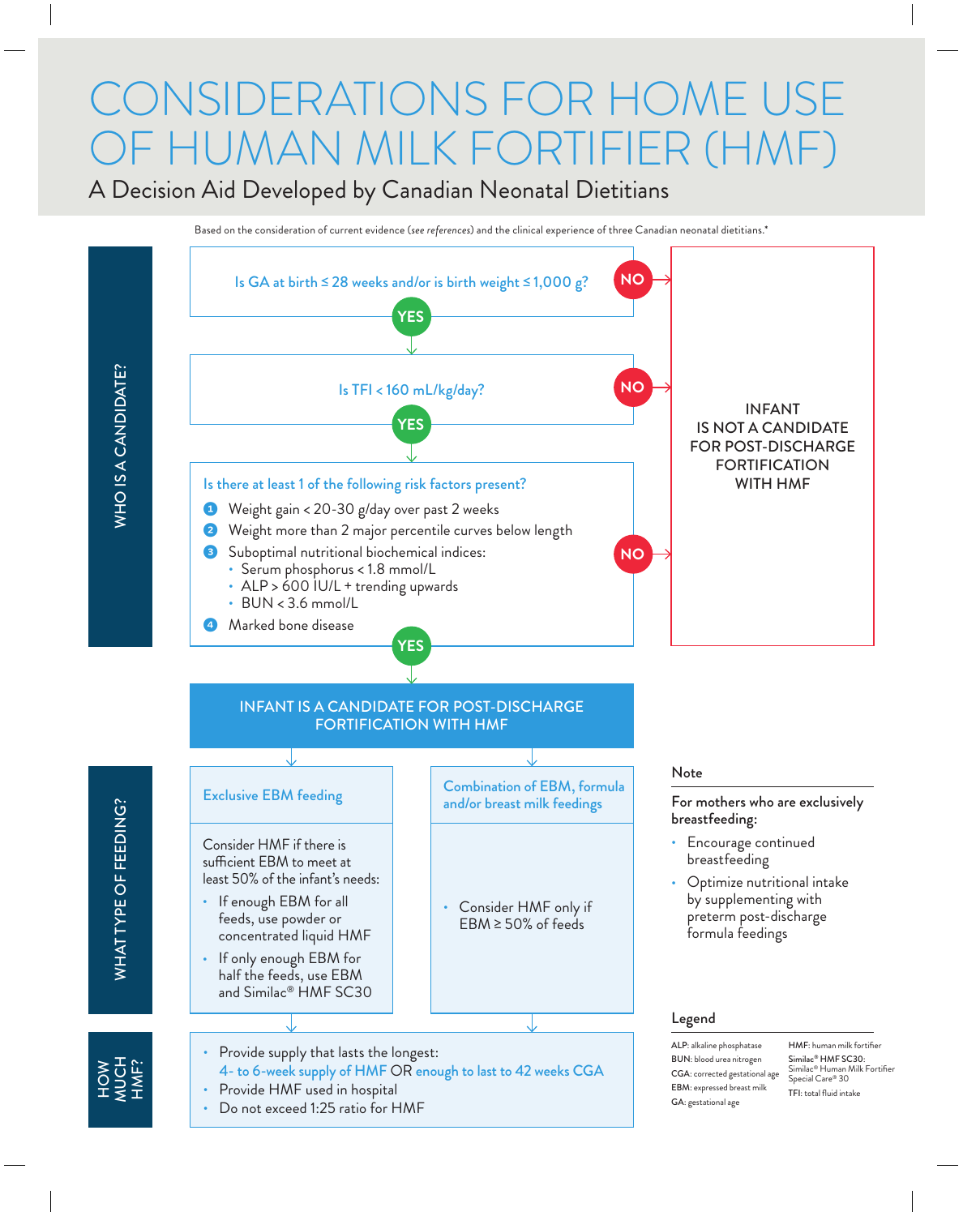# CONSIDERATIONS FOR HOME USE OF HUMAN MILK FORTIFIER (HMF)

## A Decision Aid Developed by Canadian Neonatal Dietitians

Based on the consideration of current evidence (*see references*) and the clinical experience of three Canadian neonatal dietitians.*

### WHO IS A CANDIDATE?

**Is GA at birth ≤ 28 weeks and/or is birth weight ≤ 1,000 g?**

- NO → INFANT IS NOT A CANDIDATE FOR POST-DISCHARGE FORTIFICATION WITH HMF
- YES ↓

**Is TFI < 160 mL/kg/day?**

- NO → INFANT IS NOT A CANDIDATE FOR POST-DISCHARGE FORTIFICATION WITH HMF
- YES ↓

**Is there at least 1 of the following risk factors present?**

1. Weight gain < 20-30 g/day over past 2 weeks
2. Weight more than 2 major percentile curves below length
3. Suboptimal nutritional biochemical indices:
   - Serum phosphorus < 1.8 mmol/L
   - ALP > 600 IU/L + trending upwards
   - BUN < 3.6 mmol/L
4. Marked bone disease

- NO → INFANT IS NOT A CANDIDATE FOR POST-DISCHARGE FORTIFICATION WITH HMF
- YES ↓

**INFANT IS A CANDIDATE FOR POST-DISCHARGE FORTIFICATION WITH HMF**

### WHAT TYPE OF FEEDING?

**Exclusive EBM feeding**

Consider HMF if there is sufficient EBM to meet at least 50% of the infant's needs:

- If enough EBM for all feeds, use powder or concentrated liquid HMF
- If only enough EBM for half the feeds, use EBM and Similac® HMF SC30

**Combination of EBM, formula and/or breast milk feedings**

- Consider HMF only if EBM ≥ 50% of feeds

### HOW MUCH HMF?

- Provide supply that lasts the longest:
  4- to 6-week supply of HMF OR enough to last to 42 weeks CGA
- Provide HMF used in hospital
- Do not exceed 1:25 ratio for HMF

### Note

For mothers who are exclusively breastfeeding:

- Encourage continued breastfeeding
- Optimize nutritional intake by supplementing with preterm post-discharge formula feedings

### Legend

- **ALP**: alkaline phosphatase
- **BUN**: blood urea nitrogen
- **CGA**: corrected gestational age
- **EBM**: expressed breast milk
- **GA**: gestational age
- **HMF**: human milk fortifier
- **Similac® HMF SC30**: Similac® Human Milk Fortifier Special Care® 30
- **TFI**: total fluid intake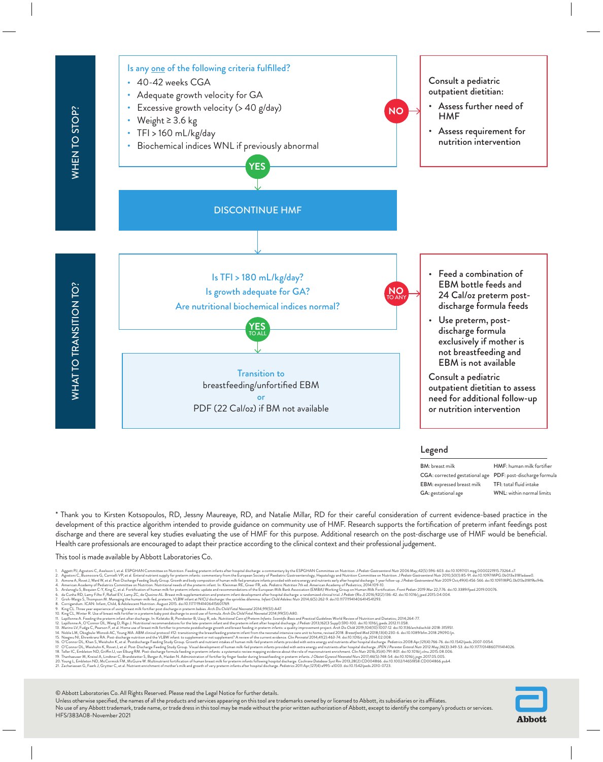## WHEN TO STOP?

**Is any one of the following criteria fulfilled?**

- 40-42 weeks CGA
- Adequate growth velocity for GA
- Excessive growth velocity (> 40 g/day)
- Weight ≥ 3.6 kg
- TFI > 160 mL/kg/day
- Biochemical indices WNL if previously abnormal

**NO** → Consult a pediatric outpatient dietitian:

- Assess further need of HMF
- Assess requirement for nutrition intervention

**YES** →

**DISCONTINUE HMF**

## WHAT TO TRANSITION TO?

**Is TFI > 180 mL/kg/day?**
**Is growth adequate for GA?**
**Are nutritional biochemical indices normal?**

**NO TO ANY** →

- Feed a combination of EBM bottle feeds and 24 Cal/oz preterm post-discharge formula feeds
- Use preterm, post-discharge formula exclusively if mother is not breastfeeding and EBM is not available

Consult a pediatric outpatient dietitian to assess need for additional follow-up or nutrition intervention

**YES TO ALL** →

Transition to breastfeeding/unfortified EBM
or
PDF (22 Cal/oz) if BM not available

### Legend

| | |
|---|---|
| BM: breast milk | HMF: human milk fortifier |
| CGA: corrected gestational age | PDF: post-discharge formula |
| EBM: expressed breast milk | TFI: total fluid intake |
| GA: gestational age | WNL: within normal limits |

* Thank you to Kirsten Kotsopoulos, RD, Jessny Maureayé, RD, and Natalie Millar, RD for their careful consideration of current evidence-based practice in the development of this practice algorithm intended to provide guidance on community use of HMF. Research supports the fortification of preterm infant feedings post discharge and there are several key studies evaluating the use of HMF for this purpose. Additional research on the post-discharge use of HMF would be beneficial. Health care professionals are encouraged to adapt their practice according to the clinical context and their professional judgement.

This tool is made available by Abbott Laboratories Co.

1. Aggett PJ, Agostoni C, Axelsson I, et al. ESPGHAN Committee on Nutrition. Feeding preterm infants after hospital discharge: a commentary by the ESPGHAN Committee on Nutrition. *J Pediatr Gastroenterol Nutr* 2006 May;42(5):596-603. doi:10.1097/01.mpg.0000221915.73264.c7.
2. Agostoni C, Buonocore G, Carnielli VP, et al. Enteral nutrient supply for preterm infants: commentary from the European Society of Paediatric Gastroenterology, Hepatology and Nutrition Committee on Nutrition. *J Pediatr Gastroenterol Nutr* 2010;50(1):85-91. doi:10.1097/MPG.0b013e3181adaee0.
3. Aimone A, Rovet J, Ward W, et al. Post-Discharge Feeding Study Group. Growth and body composition of human milk-fed premature infants provided with extra energy and nutrients early after hospital discharge: 1-year follow-up. *J Pediatr Gastroenterol Nutr* 2009 Oct;49(4):456-566. doi:10.1097/MPG.0b013e31819bc94b.
4. American Academy of Pediatrics Committee on Nutrition. Nutritional needs of the preterm infant. In: Kleinman RE, Greer FR, eds. *Pediatric Nutrition* 7th ed. American Academy of Pediatrics; 2014:109-10.
5. Arslanoglu S, Boquien C-Y, King C, et al. Fortification of human milk for preterm infants: update and recommendations of the European Milk Bank Association (EMBA) Working Group on Human Milk Fortification. *Front Pediatr* 2019 Mar 22;7:76. doi:10.3389/fped.2019.00076.
6. da Cunha RD, Lamy Filho F, Rafael EV, Lamy ZC, de Queiroz AL. Breast milk supplementation and preterm infant development after hospital discharge: a randomized clinical trial. *J Pediatr (Rio J)* 2016;92(2):136-42. doi:10.1016/j.jped.2015.04.004.
7. Groh-Wargo S, Thompson M. Managing the human-milk-fed, preterm, VLBW infant at NICU discharge: the sprinkles dilemma. *Infant Child Adolesc Nutr* 2014;6(5):262-9. doi:10.1177/1941406414541293.
8. Corrigendum. ICAN: Infant, Child, & Adolescent Nutrition. August 2015. doi:10.1177/1941406415601769.
9. King CL. Three year experience of using breast milk fortifier post discharge in preterm babies. *Arch Dis Child Fetal Neonatal* 2014;99(S1):A47.
10. King CL, Winter R. Use of breast milk fortifier in a preterm baby post discharge to avoid use of formula. *Arch Dis Child Fetal Neonatal* 2014;99(S1):A80.
11. Lapillonne A. Feeding the preterm infant after discharge. In: Koletzko B, Poindexter B, Uauy R, eds. *Nutritional Care of Preterm Infants: Scientific Basis and Practical Guidelines* World Review of Nutrition and Dietetics; 2014;264-77.
12. Lapillonne A, O'Connor DL, Wang D, Rigo J. Nutritional recommendations for the late-preterm infant and the preterm infant after hospital discharge. *J Pediatr* 2013;162(3 Suppl):S90-100. doi:10.1016/j.jpeds.2012.11.058.
13. Marino LV, Fudge C, Pearson F, et al. Home use of breast milk fortifier to promote postdischarge growth and breast feeding in preterm infants: a quality improvement project. *Arch Dis Child* 2019;104(10):1007-12. doi:10.1136/archdischild-2018-315951.
14. Noble LM, Okogbule-Wonodi AC, Young MA. ABM clinical protocol #12: transitioning the breastfeeding preterm infant from the neonatal intensive care unit to home, revised 2018. *Breastfeed Med* 2018;13(4):230-6. doi:10.1089/bfm.2018.29090.ljn.
15. Nzegwu NI, Ehrenkranz RA. Post-discharge nutrition and the VLBW infant: to supplement or not supplement? A review of the current evidence. *Clin Perinatol* 2014;41(2):463-74. doi:10.1016/j.clp.2014.02.008.
16. O'Connor DL, Khan S, Weishuhn K, et al. Postdischarge Feeding Study Group. Growth and nutrient intakes of human milk-fed preterm infants provided with extra energy and nutrients after hospital discharge. *Pediatrics* 2008 Apr;121(4):766-76. doi:10.1542/peds.2007-0054.
17. O'Connor DL, Weishuhn K, Rovet J, et al. Post-Discharge Feeding Study Group. Visual development of human milk-fed preterm infants provided with extra energy and nutrients after hospital discharge. *JPEN J Parenter Enteral Nutr* 2012 May;36(3):349-53. doi:10.1177/0148607111414026.
18. Teller IC, Embleton ND, Griffin IJ, van Elburg RM. Post-discharge formula feeding in preterm infants: a systematic review mapping evidence about the role of macronutrient enrichment. *Clin Nutr* 2016;35(4):791-801. doi:10.1016/j.clnu.2015.08.006.
19. Thanhaeuser M, Kreissl A, Lindtner C, Brandstetter S, Berger A, Haiden N. Administration of fortifier by finger feeder during breastfeeding in preterm infants. *J Obstet Gynecol Neonatal Nurs* 2017;46(5):748-54. doi:10.1016/j.jogn.2017.05.005.
20. Young L, Embleton ND, McCormick FM, McGuire W. Multinutrient fortification of human breast milk for preterm infants following hospital discharge. *Cochrane Database Syst Rev* 2013;28(2):CD004866. doi:10.1002/14651858.CD004866.pub4.
21. Zachariassen G, Faerk J, Grytter C, et al. Nutrient enrichment of mother's milk and growth of very preterm infants after hospital discharge. *Pediatrics* 2011 Apr;127(4):e995-e1003. doi:10.1542/peds.2010-0723.

© Abbott Laboratories Co. All Rights Reserved. Please read the Legal Notice for further details.
Unless otherwise specified, the names of all the products and services appearing on this tool are trademarks owned by or licensed to Abbott, its subsidiaries or its affiliates.
No use of any Abbott trademark, trade name, or trade dress in this tool may be made without the prior written authorization of Abbott, except to identify the company's products or services.
HFS/383A08-November 2021

Abbott